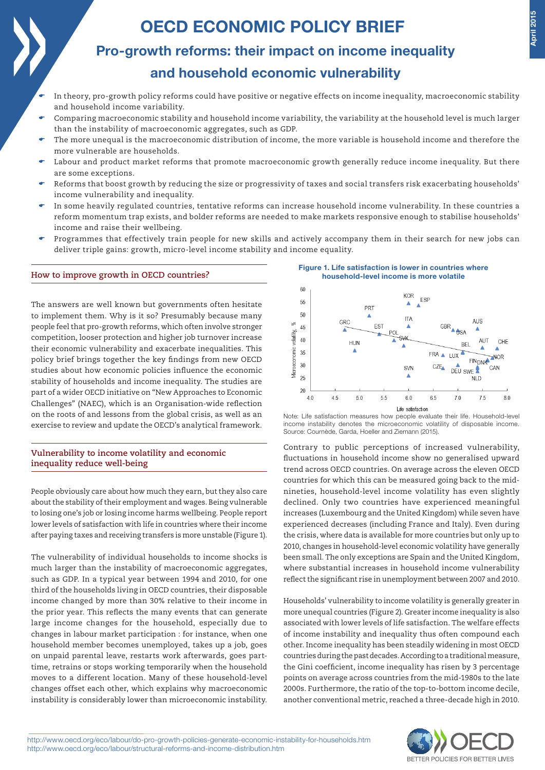# OECD ECONOMIC POLICY BRIEF

## Pro-growth reforms: their impact on income inequality and household economic vulnerability

- In theory, pro-growth policy reforms could have positive or negative effects on income inequality, macroeconomic stability and household income variability.
- Comparing macroeconomic stability and household income variability, the variability at the household level is much larger than the instability of macroeconomic aggregates, such as GDP.
- The more unequal is the macroeconomic distribution of income, the more variable is household income and therefore the more vulnerable are households.
- Labour and product market reforms that promote macroeconomic growth generally reduce income inequality. But there are some exceptions.
- Reforms that boost growth by reducing the size or progressivity of taxes and social transfers risk exacerbating households' income vulnerability and inequality.
- In some heavily regulated countries, tentative reforms can increase household income vulnerability. In these countries a reform momentum trap exists, and bolder reforms are needed to make markets responsive enough to stabilise households' income and raise their wellbeing.
- Programmes that effectively train people for new skills and actively accompany them in their search for new jobs can deliver triple gains: growth, micro-level income stability and income equality.

### How to improve growth in OECD countries?

The answers are well known but governments often hesitate to implement them. Why is it so? Presumably because many people feel that pro-growth reforms, which often involve stronger competition, looser protection and higher job turnover increase their economic vulnerability and exacerbate inequalities. This policy brief brings together the key findings from new OECD studies about how economic policies influence the economic stability of households and income inequality. The studies are part of a wider OECD initiative on "New Approaches to Economic Challenges" (NAEC), which is an Organisation-wide reflection on the roots of and lessons from the global crisis, as well as an exercise to review and update the OECD's analytical framework.

### Vulnerability to income volatility and economic inequality reduce well-being

People obviously care about how much they earn, but they also care about the stability of their employment and wages. Being vulnerable to losing one's job or losing income harms wellbeing. People report lower levels of satisfaction with life in countries where their income after paying taxes and receiving transfers is more unstable (Figure 1).

The vulnerability of individual households to income shocks is much larger than the instability of macroeconomic aggregates, such as GDP. In a typical year between 1994 and 2010, for one third of the households living in OECD countries, their disposable income changed by more than 30% relative to their income in the prior year. This reflects the many events that can generate large income changes for the household, especially due to changes in labour market participation : for instance, when one household member becomes unemployed, takes up a job, goes on unpaid parental leave, restarts work afterwards, goes part-time, retrains or stops working temporarily when the household moves to a different location. Many of these household-level changes offset each other, which explains why macroeconomic instability is considerably lower than microeconomic instability.

**Figure 1. Life satisfaction is lower in countries where household-level income is more volatile**

Note: Life satisfaction measures how people evaluate their life. Household-level income instability denotes the microeconomic volatility of disposable income.
Source: Cournède, Garda, Hoeller and Ziemann (2015).

Contrary to public perceptions of increased vulnerability, fluctuations in household income show no generalised upward trend across OECD countries. On average across the eleven OECD countries for which this can be measured going back to the mid-nineties, household-level income volatility has even slightly declined. Only two countries have experienced meaningful increases (Luxembourg and the United Kingdom) while seven have experienced decreases (including France and Italy). Even during the crisis, where data is available for more countries but only up to 2010, changes in household-level economic volatility have generally been small. The only exceptions are Spain and the United Kingdom, where substantial increases in household income vulnerability reflect the significant rise in unemployment between 2007 and 2010.

Households' vulnerability to income volatility is generally greater in more unequal countries (Figure 2). Greater income inequality is also associated with lower levels of life satisfaction. The welfare effects of income instability and inequality thus often compound each other. Income inequality has been steadily widening in most OECD countries during the past decades. According to a traditional measure, the Gini coefficient, income inequality has risen by 3 percentage points on average across countries from the mid-1980s to the late 2000s. Furthermore, the ratio of the top-to-bottom income decile, another conventional metric, reached a three-decade high in 2010.

http://www.oecd.org/eco/labour/do-pro-growth-policies-generate-economic-instability-for-households.htm
http://www.oecd.org/eco/labour/structural-reforms-and-income-distribution.htm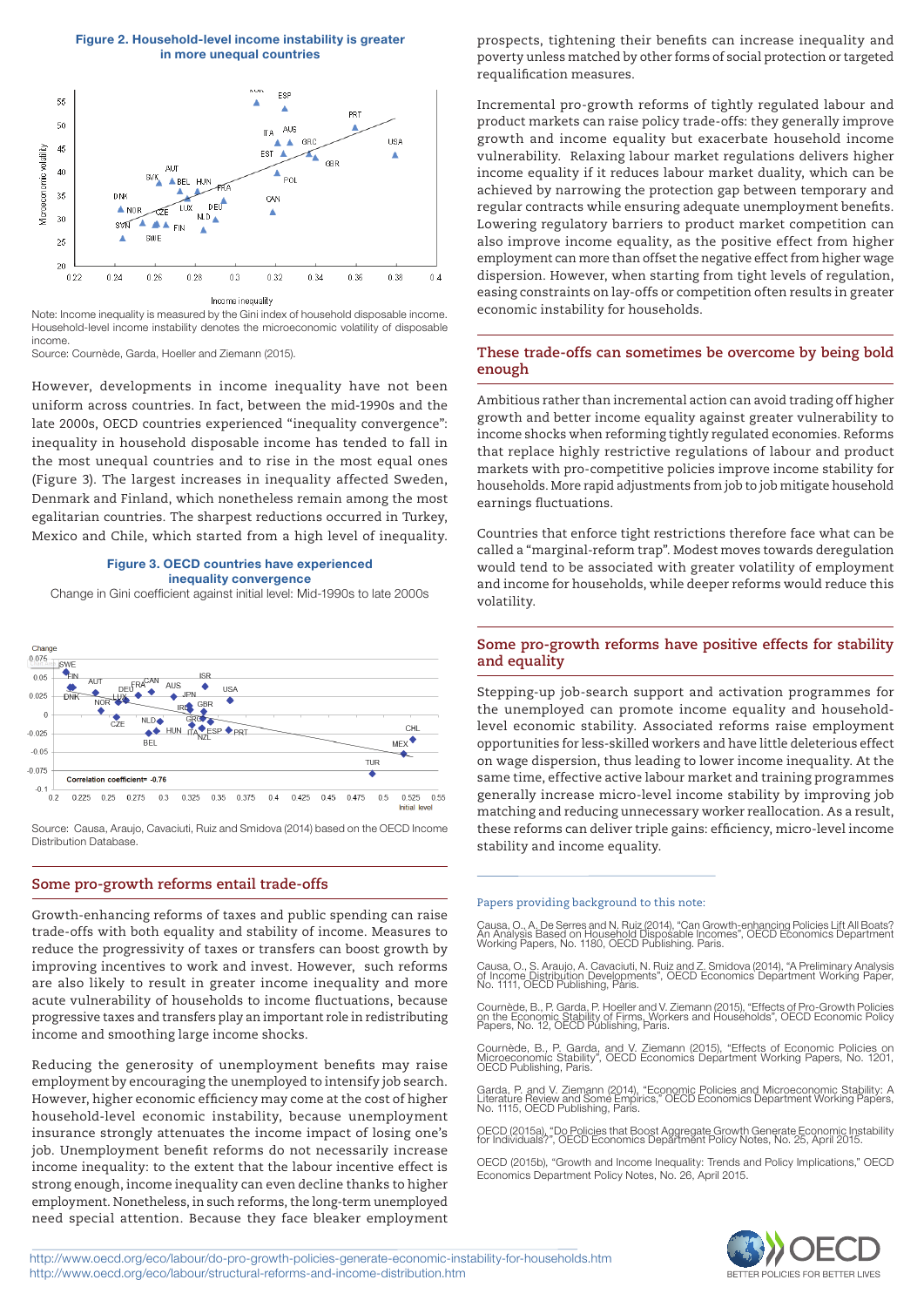**Figure 2. Household-level income instability is greater in more unequal countries**

Microeconomic volatility

Income inequality

55
50
45
40
35
30
25
20

0.22 0.24 0.26 0.28 0.3 0.32 0.34 0.36 0.38 0.4

KOR ESP PRT ITA AUS GRC USA EST GBR AUT SVK BEL HUN POL FRA DNK CAN NOR CZE LUX DEU NLD SVN FIN SWE

Note: Income inequality is measured by the Gini index of household disposable income. Household-level income instability denotes the microeconomic volatility of disposable income.

Source: Cournède, Garda, Hoeller and Ziemann (2015).

However, developments in income inequality have not been uniform across countries. In fact, between the mid-1990s and the late 2000s, OECD countries experienced "inequality convergence": inequality in household disposable income has tended to fall in the most unequal countries and to rise in the most equal ones (Figure 3). The largest increases in inequality affected Sweden, Denmark and Finland, which nonetheless remain among the most egalitarian countries. The sharpest reductions occurred in Turkey, Mexico and Chile, which started from a high level of inequality.

**Figure 3. OECD countries have experienced inequality convergence**

Change in Gini coefficient against initial level: Mid-1990s to late 2000s

Change

0.075
0.05
0.025
0
-0.025
-0.05
-0.075
-0.1

0.2 0.225 0.25 0.275 0.3 0.325 0.35 0.375 0.4 0.425 0.45 0.475 0.5 0.525 0.55

Initial level

SWE FIN DNK AUT DEU LUX FRA CAN AUS JPN ISR USA NOR CZE IRL GBR NLD BEL HUN GRC ITA NZL ESP PRT CHL MEX TUR

Correlation coefficient= -0.76

Source: Causa, Araujo, Cavaciuti, Ruiz and Smidova (2014) based on the OECD Income Distribution Database.

## Some pro-growth reforms entail trade-offs

Growth-enhancing reforms of taxes and public spending can raise trade-offs with both equality and stability of income. Measures to reduce the progressivity of taxes or transfers can boost growth by improving incentives to work and invest. However, such reforms are also likely to result in greater income inequality and more acute vulnerability of households to income fluctuations, because progressive taxes and transfers play an important role in redistributing income and smoothing large income shocks.

Reducing the generosity of unemployment benefits may raise employment by encouraging the unemployed to intensify job search. However, higher economic efficiency may come at the cost of higher household-level economic instability, because unemployment insurance strongly attenuates the income impact of losing one's job. Unemployment benefit reforms do not necessarily increase income inequality: to the extent that the labour incentive effect is strong enough, income inequality can even decline thanks to higher employment. Nonetheless, in such reforms, the long-term unemployed need special attention. Because they face bleaker employment prospects, tightening their benefits can increase inequality and poverty unless matched by other forms of social protection or targeted requalification measures.

Incremental pro-growth reforms of tightly regulated labour and product markets can raise policy trade-offs: they generally improve growth and income equality but exacerbate household income vulnerability. Relaxing labour market regulations delivers higher income equality if it reduces labour market duality, which can be achieved by narrowing the protection gap between temporary and regular contracts while ensuring adequate unemployment benefits. Lowering regulatory barriers to product market competition can also improve income equality, as the positive effect from higher employment can more than offset the negative effect from higher wage dispersion. However, when starting from tight levels of regulation, easing constraints on lay-offs or competition often results in greater economic instability for households.

## These trade-offs can sometimes be overcome by being bold enough

Ambitious rather than incremental action can avoid trading off higher growth and better income equality against greater vulnerability to income shocks when reforming tightly regulated economies. Reforms that replace highly restrictive regulations of labour and product markets with pro-competitive policies improve income stability for households. More rapid adjustments from job to job mitigate household earnings fluctuations.

Countries that enforce tight restrictions therefore face what can be called a "marginal-reform trap". Modest moves towards deregulation would tend to be associated with greater volatility of employment and income for households, while deeper reforms would reduce this volatility.

## Some pro-growth reforms have positive effects for stability and equality

Stepping-up job-search support and activation programmes for the unemployed can promote income equality and household-level economic stability. Associated reforms raise employment opportunities for less-skilled workers and have little deleterious effect on wage dispersion, thus leading to lower income inequality. At the same time, effective active labour market and training programmes generally increase micro-level income stability by improving job matching and reducing unnecessary worker reallocation. As a result, these reforms can deliver triple gains: efficiency, micro-level income stability and income equality.

### Papers providing background to this note:

Causa, O., A. De Serres and N. Ruiz (2014), "Can Growth-enhancing Policies Lift All Boats? An Analysis Based on Household Disposable Incomes", OECD Economics Department Working Papers, No. 1180, OECD Publishing. Paris.

Causa, O., S. Araujo, A. Cavaciuti, N. Ruiz and Z. Smidova (2014), "A Preliminary Analysis of Income Distribution Developments", OECD Economics Department Working Paper, No. 1111, OECD Publishing, Paris.

Cournède, B., P. Garda, P. Hoeller and V. Ziemann (2015), "Effects of Pro-Growth Policies on the Economic Stability of Firms, Workers and Households", OECD Economic Policy Papers, No. 12, OECD Publishing, Paris.

Cournède, B., P. Garda, and V. Ziemann (2015), "Effects of Economic Policies on Microeconomic Stability", OECD Economics Department Working Papers, No. 1201, OECD Publishing, Paris.

Garda, P. and V. Ziemann (2014), "Economic Policies and Microeconomic Stability: A Literature Review and Some Empirics," OECD Economics Department Working Papers, No. 1115, OECD Publishing, Paris.

OECD (2015a), "Do Policies that Boost Aggregate Growth Generate Economic Instability for Individuals?", OECD Economics Department Policy Notes, No. 25, April 2015.

OECD (2015b), "Growth and Income Inequality: Trends and Policy Implications," OECD Economics Department Policy Notes, No. 26, April 2015.

http://www.oecd.org/eco/labour/do-pro-growth-policies-generate-economic-instability-for-households.htm
http://www.oecd.org/eco/labour/structural-reforms-and-income-distribution.htm